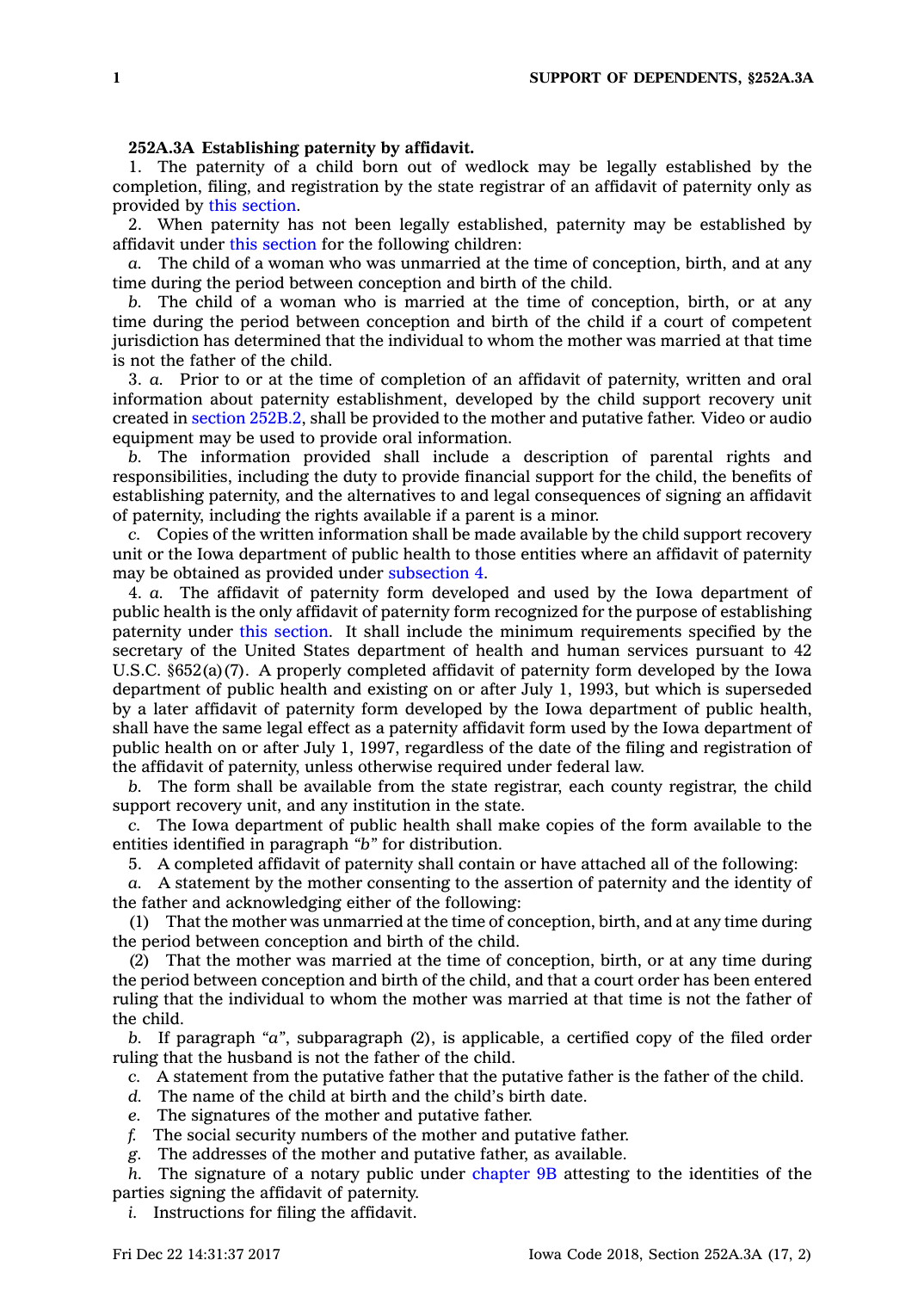**252A.3A Establishing paternity by affidavit.**

1. The paternity of a child born out of wedlock may be legally established by the completion, filing, and registration by the state registrar of an affidavit of paternity only as provided by this section.

2. When paternity has not been legally established, paternity may be established by affidavit under this section for the following children:

*a.* The child of a woman who was unmarried at the time of conception, birth, and at any time during the period between conception and birth of the child.

*b.* The child of a woman who is married at the time of conception, birth, or at any time during the period between conception and birth of the child if a court of competent jurisdiction has determined that the individual to whom the mother was married at that time is not the father of the child.

3. *a.* Prior to or at the time of completion of an affidavit of paternity, written and oral information about paternity establishment, developed by the child support recovery unit created in section 252B.2, shall be provided to the mother and putative father. Video or audio equipment may be used to provide oral information.

*b.* The information provided shall include a description of parental rights and responsibilities, including the duty to provide financial support for the child, the benefits of establishing paternity, and the alternatives to and legal consequences of signing an affidavit of paternity, including the rights available if a parent is a minor.

*c.* Copies of the written information shall be made available by the child support recovery unit or the Iowa department of public health to those entities where an affidavit of paternity may be obtained as provided under subsection 4.

4. *a.* The affidavit of paternity form developed and used by the Iowa department of public health is the only affidavit of paternity form recognized for the purpose of establishing paternity under this section. It shall include the minimum requirements specified by the secretary of the United States department of health and human services pursuant to 42 U.S.C. §652(a)(7). A properly completed affidavit of paternity form developed by the Iowa department of public health and existing on or after July 1, 1993, but which is superseded by a later affidavit of paternity form developed by the Iowa department of public health, shall have the same legal effect as a paternity affidavit form used by the Iowa department of public health on or after July 1, 1997, regardless of the date of the filing and registration of the affidavit of paternity, unless otherwise required under federal law.

*b.* The form shall be available from the state registrar, each county registrar, the child support recovery unit, and any institution in the state.

*c.* The Iowa department of public health shall make copies of the form available to the entities identified in paragraph *"b"* for distribution.

5. A completed affidavit of paternity shall contain or have attached all of the following:

*a.* A statement by the mother consenting to the assertion of paternity and the identity of the father and acknowledging either of the following:

(1) That the mother was unmarried at the time of conception, birth, and at any time during the period between conception and birth of the child.

(2) That the mother was married at the time of conception, birth, or at any time during the period between conception and birth of the child, and that a court order has been entered ruling that the individual to whom the mother was married at that time is not the father of the child.

*b.* If paragraph *"a"*, subparagraph (2), is applicable, a certified copy of the filed order ruling that the husband is not the father of the child.

*c.* A statement from the putative father that the putative father is the father of the child.

*d.* The name of the child at birth and the child's birth date.

*e.* The signatures of the mother and putative father.

*f.* The social security numbers of the mother and putative father.

*g.* The addresses of the mother and putative father, as available.

*h.* The signature of a notary public under chapter 9B attesting to the identities of the parties signing the affidavit of paternity.

*i.* Instructions for filing the affidavit.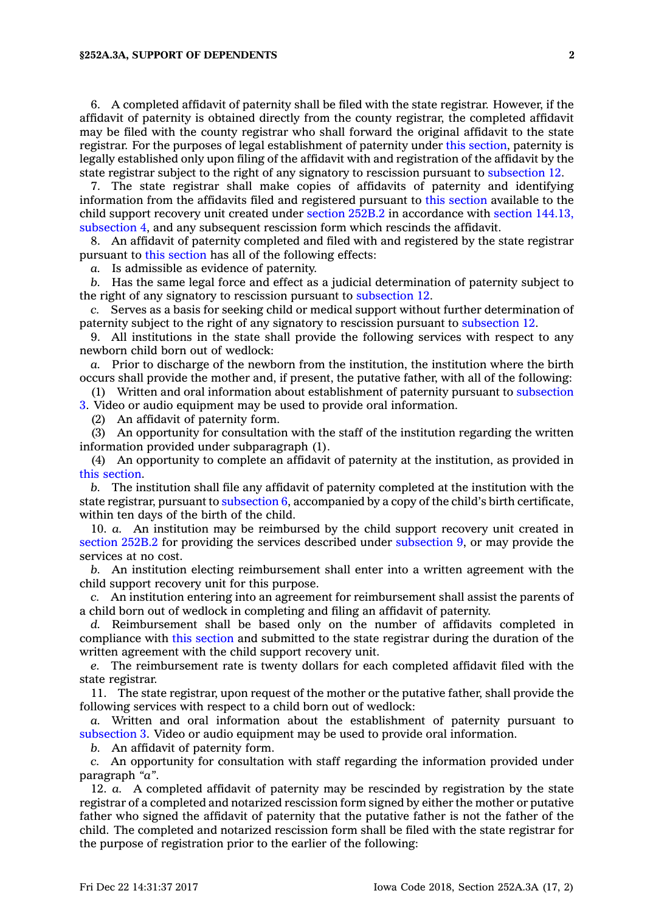6. A completed affidavit of paternity shall be filed with the state registrar. However, if the affidavit of paternity is obtained directly from the county registrar, the completed affidavit may be filed with the county registrar who shall forward the original affidavit to the state registrar. For the purposes of legal establishment of paternity under this section, paternity is legally established only upon filing of the affidavit with and registration of the affidavit by the state registrar subject to the right of any signatory to rescission pursuant to subsection 12.

7. The state registrar shall make copies of affidavits of paternity and identifying information from the affidavits filed and registered pursuant to this section available to the child support recovery unit created under section 252B.2 in accordance with section 144.13, subsection 4, and any subsequent rescission form which rescinds the affidavit.

8. An affidavit of paternity completed and filed with and registered by the state registrar pursuant to this section has all of the following effects:

*a.* Is admissible as evidence of paternity.

*b.* Has the same legal force and effect as a judicial determination of paternity subject to the right of any signatory to rescission pursuant to subsection 12.

*c.* Serves as a basis for seeking child or medical support without further determination of paternity subject to the right of any signatory to rescission pursuant to subsection 12.

9. All institutions in the state shall provide the following services with respect to any newborn child born out of wedlock:

*a.* Prior to discharge of the newborn from the institution, the institution where the birth occurs shall provide the mother and, if present, the putative father, with all of the following:

(1) Written and oral information about establishment of paternity pursuant to subsection 3. Video or audio equipment may be used to provide oral information.

(2) An affidavit of paternity form.

(3) An opportunity for consultation with the staff of the institution regarding the written information provided under subparagraph (1).

(4) An opportunity to complete an affidavit of paternity at the institution, as provided in this section.

*b.* The institution shall file any affidavit of paternity completed at the institution with the state registrar, pursuant to subsection 6, accompanied by a copy of the child's birth certificate, within ten days of the birth of the child.

10. *a.* An institution may be reimbursed by the child support recovery unit created in section 252B.2 for providing the services described under subsection 9, or may provide the services at no cost.

*b.* An institution electing reimbursement shall enter into a written agreement with the child support recovery unit for this purpose.

*c.* An institution entering into an agreement for reimbursement shall assist the parents of a child born out of wedlock in completing and filing an affidavit of paternity.

*d.* Reimbursement shall be based only on the number of affidavits completed in compliance with this section and submitted to the state registrar during the duration of the written agreement with the child support recovery unit.

*e.* The reimbursement rate is twenty dollars for each completed affidavit filed with the state registrar.

11. The state registrar, upon request of the mother or the putative father, shall provide the following services with respect to a child born out of wedlock:

*a.* Written and oral information about the establishment of paternity pursuant to subsection 3. Video or audio equipment may be used to provide oral information.

*b.* An affidavit of paternity form.

*c.* An opportunity for consultation with staff regarding the information provided under paragraph *"a"*.

12. *a.* A completed affidavit of paternity may be rescinded by registration by the state registrar of a completed and notarized rescission form signed by either the mother or putative father who signed the affidavit of paternity that the putative father is not the father of the child. The completed and notarized rescission form shall be filed with the state registrar for the purpose of registration prior to the earlier of the following: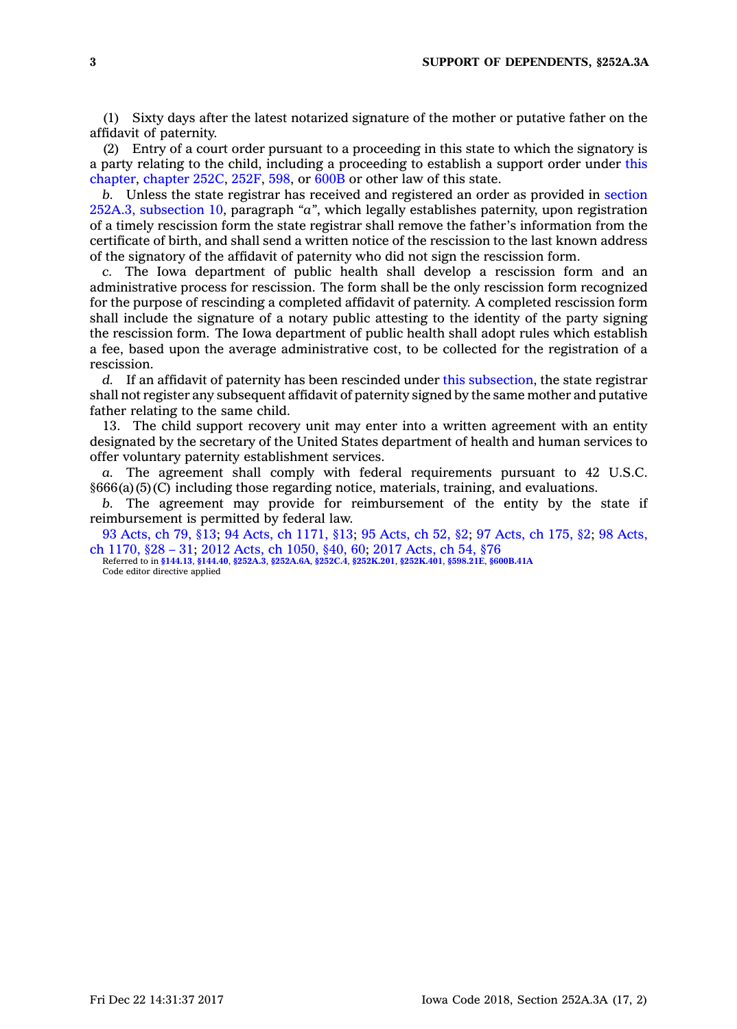(1) Sixty days after the latest notarized signature of the mother or putative father on the affidavit of paternity.

(2) Entry of a court order pursuant to a proceeding in this state to which the signatory is a party relating to the child, including a proceeding to establish a support order under this chapter, chapter 252C, 252F, 598, or 600B or other law of this state.

*b.* Unless the state registrar has received and registered an order as provided in section 252A.3, subsection 10, paragraph "*a*", which legally establishes paternity, upon registration of a timely rescission form the state registrar shall remove the father's information from the certificate of birth, and shall send a written notice of the rescission to the last known address of the signatory of the affidavit of paternity who did not sign the rescission form.

*c.* The Iowa department of public health shall develop a rescission form and an administrative process for rescission. The form shall be the only rescission form recognized for the purpose of rescinding a completed affidavit of paternity. A completed rescission form shall include the signature of a notary public attesting to the identity of the party signing the rescission form. The Iowa department of public health shall adopt rules which establish a fee, based upon the average administrative cost, to be collected for the registration of a rescission.

*d.* If an affidavit of paternity has been rescinded under this subsection, the state registrar shall not register any subsequent affidavit of paternity signed by the same mother and putative father relating to the same child.

13. The child support recovery unit may enter into a written agreement with an entity designated by the secretary of the United States department of health and human services to offer voluntary paternity establishment services.

*a.* The agreement shall comply with federal requirements pursuant to 42 U.S.C. §666(a)(5)(C) including those regarding notice, materials, training, and evaluations.

*b.* The agreement may provide for reimbursement of the entity by the state if reimbursement is permitted by federal law.

93 Acts, ch 79, §13; 94 Acts, ch 1171, §13; 95 Acts, ch 52, §2; 97 Acts, ch 175, §2; 98 Acts, ch 1170, §28 – 31; 2012 Acts, ch 1050, §40, 60; 2017 Acts, ch 54, §76

Referred to in **§144.13**, **§144.40**, **§252A.3**, **§252A.6A**, **§252C.4**, **§252K.201**, **§252K.401**, **§598.21E**, **§600B.41A**

Code editor directive applied